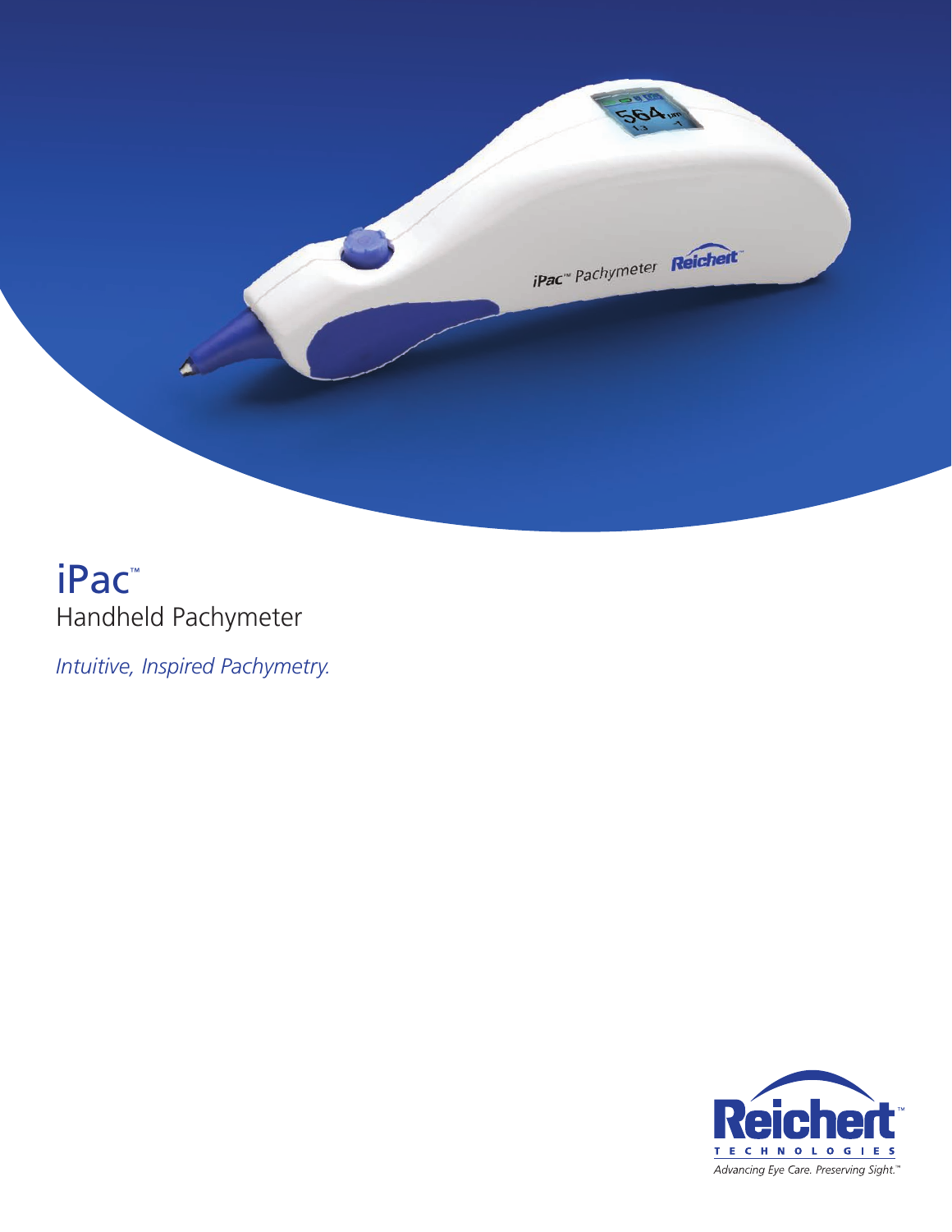# iPac™

## Handheld Pachymeter

*Intuitive, Inspired Pachymetry.*

Reichert™
TECHNOLOGIES
*Advancing Eye Care. Preserving Sight.™*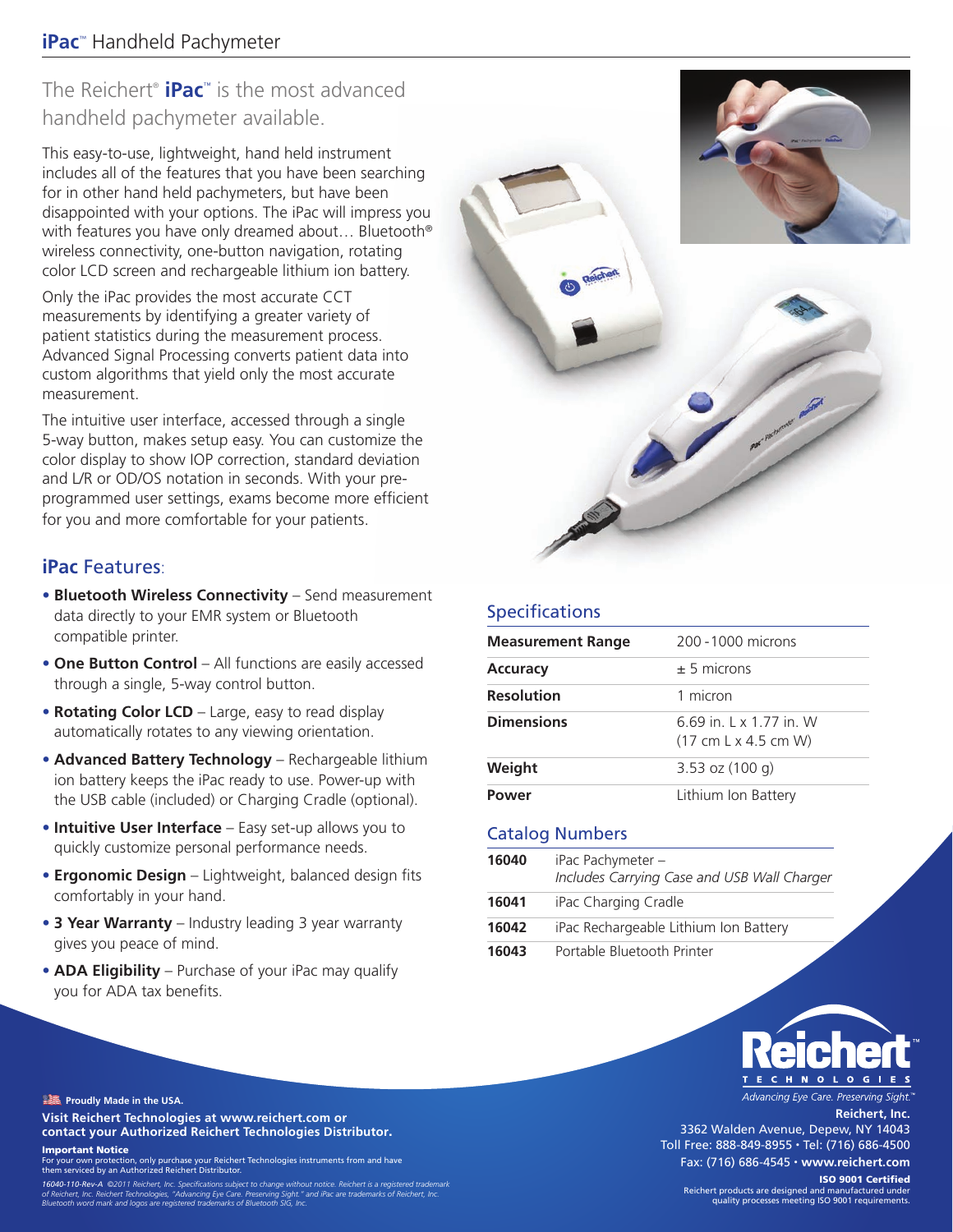# iPac™ Handheld Pachymeter

## The Reichert® iPac™ is the most advanced handheld pachymeter available.

This easy-to-use, lightweight, hand held instrument includes all of the features that you have been searching for in other hand held pachymeters, but have been disappointed with your options. The iPac will impress you with features you have only dreamed about… Bluetooth® wireless connectivity, one-button navigation, rotating color LCD screen and rechargeable lithium ion battery.

Only the iPac provides the most accurate CCT measurements by identifying a greater variety of patient statistics during the measurement process. Advanced Signal Processing converts patient data into custom algorithms that yield only the most accurate measurement.

The intuitive user interface, accessed through a single 5-way button, makes setup easy. You can customize the color display to show IOP correction, standard deviation and L/R or OD/OS notation in seconds. With your pre-programmed user settings, exams become more efficient for you and more comfortable for your patients.

## iPac Features:

- **Bluetooth Wireless Connectivity** – Send measurement data directly to your EMR system or Bluetooth compatible printer.
- **One Button Control** – All functions are easily accessed through a single, 5-way control button.
- **Rotating Color LCD** – Large, easy to read display automatically rotates to any viewing orientation.
- **Advanced Battery Technology** – Rechargeable lithium ion battery keeps the iPac ready to use. Power-up with the USB cable (included) or Charging Cradle (optional).
- **Intuitive User Interface** – Easy set-up allows you to quickly customize personal performance needs.
- **Ergonomic Design** – Lightweight, balanced design fits comfortably in your hand.
- **3 Year Warranty** – Industry leading 3 year warranty gives you peace of mind.
- **ADA Eligibility** – Purchase of your iPac may qualify you for ADA tax benefits.

## Specifications

| | |
|---|---|
| **Measurement Range** | 200 - 1000 microns |
| **Accuracy** | ± 5 microns |
| **Resolution** | 1 micron |
| **Dimensions** | 6.69 in. L x 1.77 in. W (17 cm L x 4.5 cm W) |
| **Weight** | 3.53 oz (100 g) |
| **Power** | Lithium Ion Battery |

## Catalog Numbers

| | |
|---|---|
| **16040** | iPac Pachymeter – *Includes Carrying Case and USB Wall Charger* |
| **16041** | iPac Charging Cradle |
| **16042** | iPac Rechargeable Lithium Ion Battery |
| **16043** | Portable Bluetooth Printer |

**Proudly Made in the USA.**

**Visit Reichert Technologies at www.reichert.com or contact your Authorized Reichert Technologies Distributor.**

**Important Notice**
For your own protection, only purchase your Reichert Technologies instruments from and have them serviced by an Authorized Reichert Distributor.

*16040-110-Rev-A ©2011 Reichert, Inc. Specifications subject to change without notice. Reichert is a registered trademark of Reichert, Inc. Reichert Technologies, "Advancing Eye Care. Preserving Sight." and iPac are trademarks of Reichert, Inc. Bluetooth word mark and logos are registered trademarks of Bluetooth SIG, Inc.*

Reichert™ TECHNOLOGIES
*Advancing Eye Care. Preserving Sight.™*

**Reichert, Inc.**
3362 Walden Avenue, Depew, NY 14043
Toll Free: 888-849-8955 • Tel: (716) 686-4500
Fax: (716) 686-4545 • **www.reichert.com**

**ISO 9001 Certified**
Reichert products are designed and manufactured under quality processes meeting ISO 9001 requirements.